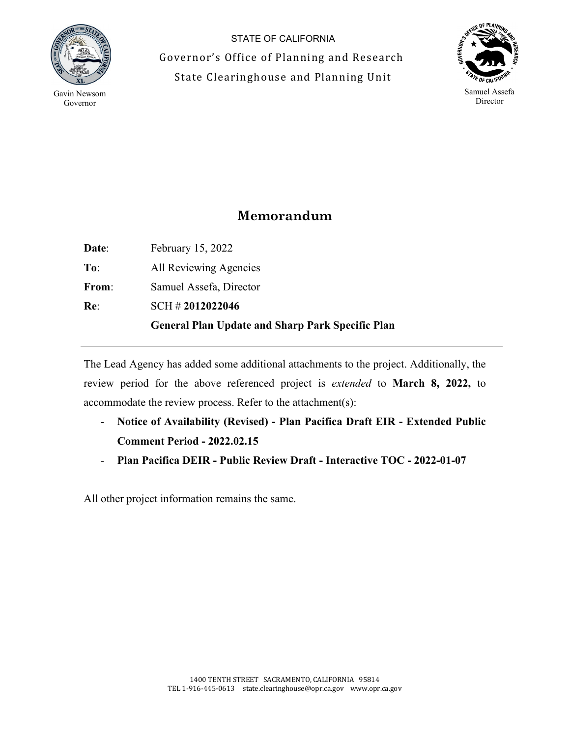STATE OF CALIFORNIA

Governor's Office of Planning and Research

State Clearinghouse and Planning Unit

Gavin Newsom
Governor

Samuel Assefa
Director

# Memorandum

**Date**: February 15, 2022

**To**: All Reviewing Agencies

**From**: Samuel Assefa, Director

**Re**: SCH # **2012022046**

**General Plan Update and Sharp Park Specific Plan**

---

The Lead Agency has added some additional attachments to the project. Additionally, the review period for the above referenced project is *extended* to **March 8, 2022,** to accommodate the review process. Refer to the attachment(s):

- **Notice of Availability (Revised) - Plan Pacifica Draft EIR - Extended Public Comment Period - 2022.02.15**
- **Plan Pacifica DEIR - Public Review Draft - Interactive TOC - 2022-01-07**

All other project information remains the same.

1400 TENTH STREET SACRAMENTO, CALIFORNIA 95814
TEL 1-916-445-0613 state.clearinghouse@opr.ca.gov www.opr.ca.gov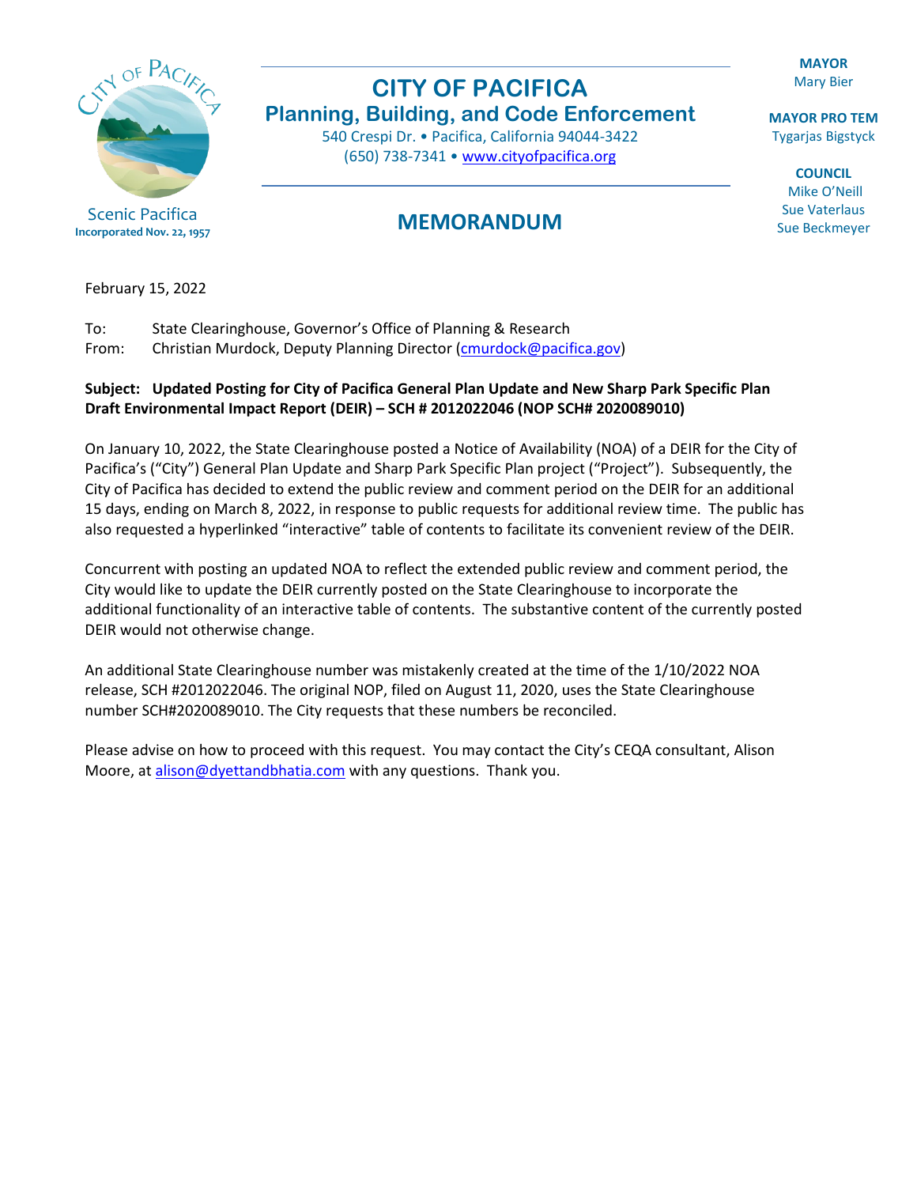City of Pacifica

Scenic Pacifica
Incorporated Nov. 22, 1957

# CITY OF PACIFICA

## Planning, Building, and Code Enforcement

540 Crespi Dr. • Pacifica, California 94044-3422
(650) 738-7341 • www.cityofpacifica.org

**MAYOR**
Mary Bier

**MAYOR PRO TEM**
Tygarjas Bigstyck

**COUNCIL**
Mike O'Neill
Sue Vaterlaus
Sue Beckmeyer

## MEMORANDUM

February 15, 2022

To: State Clearinghouse, Governor's Office of Planning & Research
From: Christian Murdock, Deputy Planning Director (cmurdock@pacifica.gov)

**Subject: Updated Posting for City of Pacifica General Plan Update and New Sharp Park Specific Plan Draft Environmental Impact Report (DEIR) – SCH # 2012022046 (NOP SCH# 2020089010)**

On January 10, 2022, the State Clearinghouse posted a Notice of Availability (NOA) of a DEIR for the City of Pacifica's ("City") General Plan Update and Sharp Park Specific Plan project ("Project"). Subsequently, the City of Pacifica has decided to extend the public review and comment period on the DEIR for an additional 15 days, ending on March 8, 2022, in response to public requests for additional review time. The public has also requested a hyperlinked "interactive" table of contents to facilitate its convenient review of the DEIR.

Concurrent with posting an updated NOA to reflect the extended public review and comment period, the City would like to update the DEIR currently posted on the State Clearinghouse to incorporate the additional functionality of an interactive table of contents. The substantive content of the currently posted DEIR would not otherwise change.

An additional State Clearinghouse number was mistakenly created at the time of the 1/10/2022 NOA release, SCH #2012022046. The original NOP, filed on August 11, 2020, uses the State Clearinghouse number SCH#2020089010. The City requests that these numbers be reconciled.

Please advise on how to proceed with this request. You may contact the City's CEQA consultant, Alison Moore, at alison@dyettandbhatia.com with any questions. Thank you.